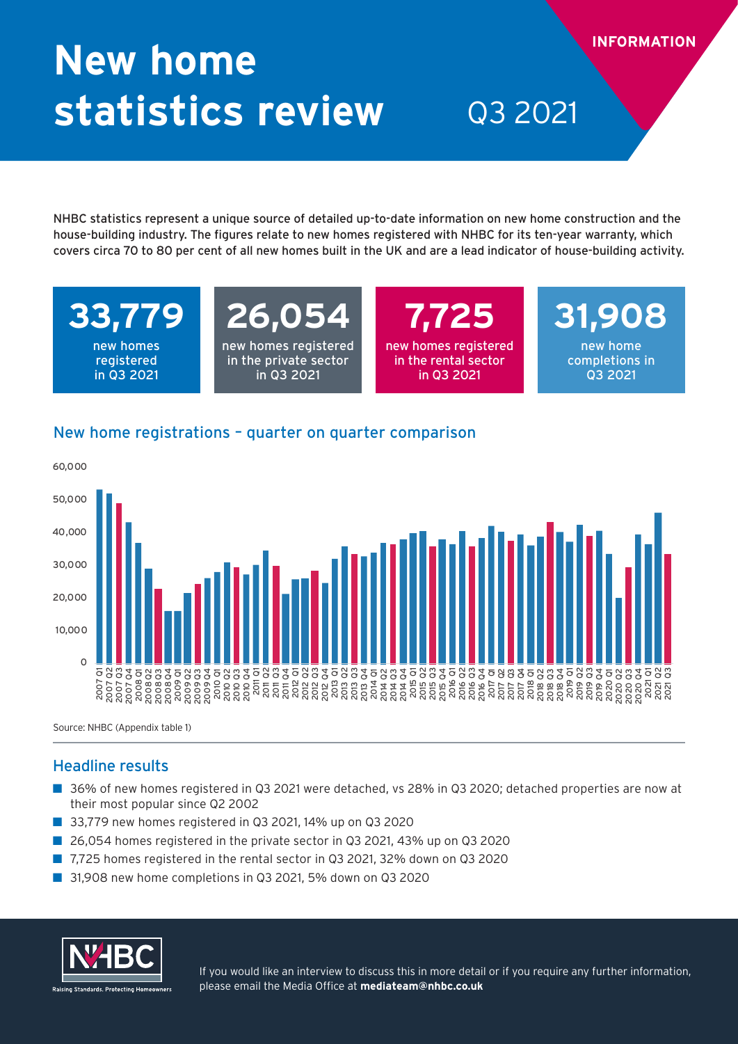# New home statistics review

Q3 2021

INFORMATION

NHBC statistics represent a unique source of detailed up-to-date information on new home construction and the house-building industry. The figures relate to new homes registered with NHBC for its ten-year warranty, which covers circa 70 to 80 per cent of all new homes built in the UK and are a lead indicator of house-building activity.

**33,779** new homes registered in Q3 2021

**26,054** new homes registered in the private sector in Q3 2021

**7,725** new homes registered in the rental sector in Q3 2021

**31,908** new home completions in Q3 2021

## New home registrations – quarter on quarter comparison

Source: NHBC (Appendix table 1)

## Headline results

- 36% of new homes registered in Q3 2021 were detached, vs 28% in Q3 2020; detached properties are now at their most popular since Q2 2002
- 33,779 new homes registered in Q3 2021, 14% up on Q3 2020
- 26,054 homes registered in the private sector in Q3 2021, 43% up on Q3 2020
- 7,725 homes registered in the rental sector in Q3 2021, 32% down on Q3 2020
- 31,908 new home completions in Q3 2021, 5% down on Q3 2020

NHBC Raising Standards. Protecting Homeowners

If you would like an interview to discuss this in more detail or if you require any further information, please email the Media Office at **mediateam@nhbc.co.uk**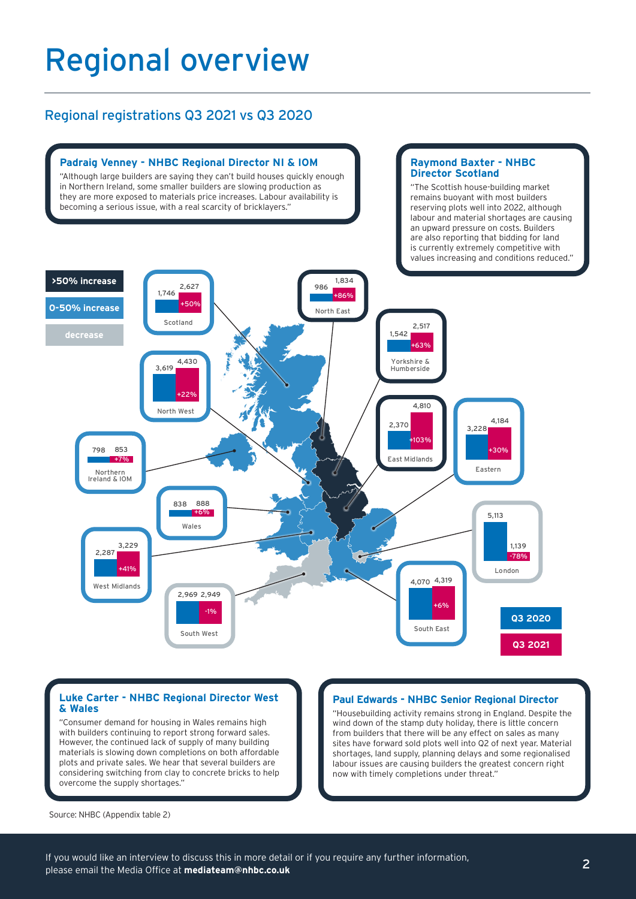# Regional overview

## Regional registrations Q3 2021 vs Q3 2020

### Padraig Venney - NHBC Regional Director NI & IOM

"Although large builders are saying they can't build houses quickly enough in Northern Ireland, some smaller builders are slowing production as they are more exposed to materials price increases. Labour availability is becoming a serious issue, with a real scarcity of bricklayers."

### Raymond Baxter - NHBC Director Scotland

"The Scottish house-building market remains buoyant with most builders reserving plots well into 2022, although labour and material shortages are causing an upward pressure on costs. Builders are also reporting that bidding for land is currently extremely competitive with values increasing and conditions reduced."

| Region | Q3 2020 | Q3 2021 | Change |
|---|---|---|---|
| Scotland | 1,746 | 2,627 | +50% |
| North East | 986 | 1,834 | +86% |
| Yorkshire & Humberside | 1,542 | 2,517 | +63% |
| North West | 3,619 | 4,430 | +22% |
| East Midlands | 2,370 | 4,810 | +103% |
| Eastern | 3,228 | 4,184 | +30% |
| Northern Ireland & IOM | 798 | 853 | +7% |
| Wales | 838 | 888 | +6% |
| London | 5,113 | 1,139 | -78% |
| West Midlands | 2,287 | 3,229 | +41% |
| South West | 2,969 | 2,949 | -1% |
| South East | 4,070 | 4,319 | +6% |

Key: >50% increase; 0-50% increase; decrease

### Luke Carter - NHBC Regional Director West & Wales

"Consumer demand for housing in Wales remains high with builders continuing to report strong forward sales. However, the continued lack of supply of many building materials is slowing down completions on both affordable plots and private sales. We hear that several builders are considering switching from clay to concrete bricks to help overcome the supply shortages."

### Paul Edwards - NHBC Senior Regional Director

"Housebuilding activity remains strong in England. Despite the wind down of the stamp duty holiday, there is little concern from builders that there will be any effect on sales as many sites have forward sold plots well into Q2 of next year. Material shortages, land supply, planning delays and some regionalised labour issues are causing builders the greatest concern right now with timely completions under threat."

Source: NHBC (Appendix table 2)

If you would like an interview to discuss this in more detail or if you require any further information, please email the Media Office at **mediateam@nhbc.co.uk**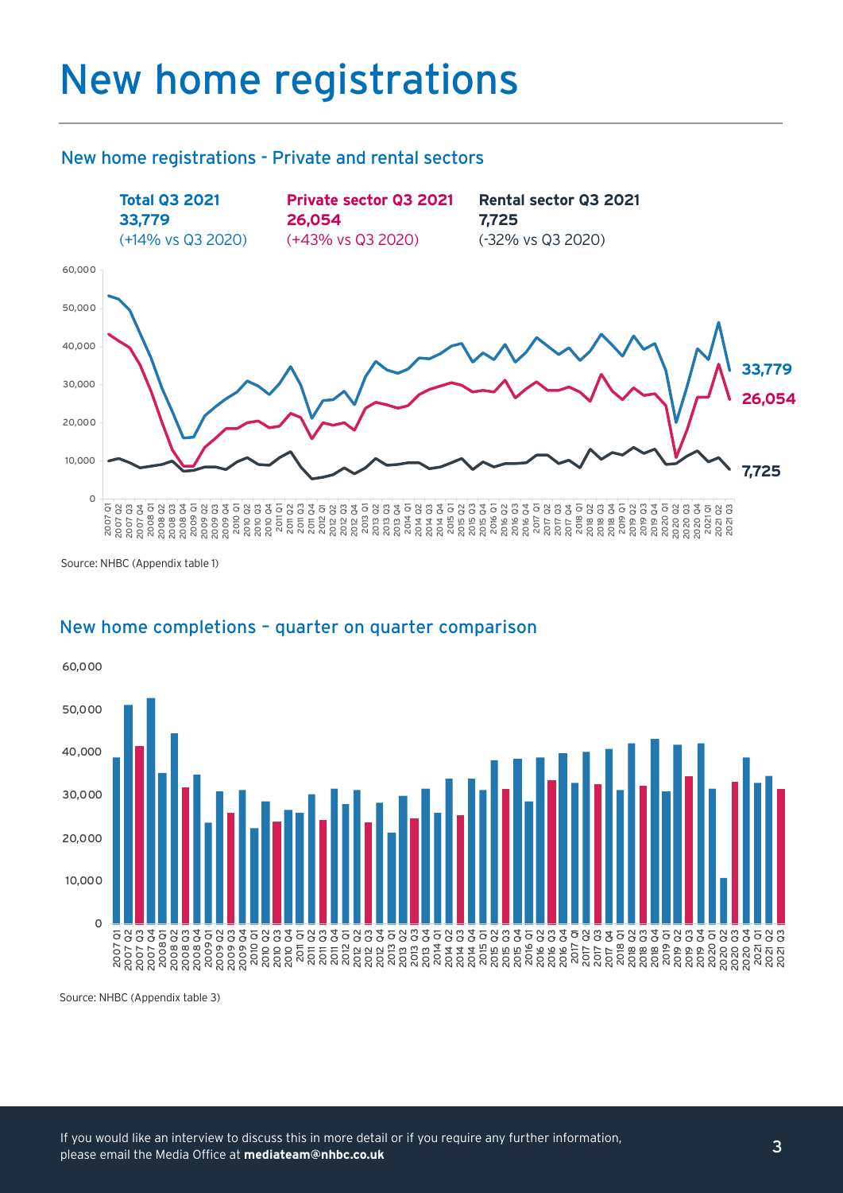# New home registrations

## New home registrations - Private and rental sectors

**Total Q3 2021**
**33,779**
(+14% vs Q3 2020)

**Private sector Q3 2021**
**26,054**
(+43% vs Q3 2020)

**Rental sector Q3 2021**
**7,725**
(-32% vs Q3 2020)

Source: NHBC (Appendix table 1)

## New home completions – quarter on quarter comparison

Source: NHBC (Appendix table 3)

If you would like an interview to discuss this in more detail or if you require any further information, please email the Media Office at **mediateam@nhbc.co.uk**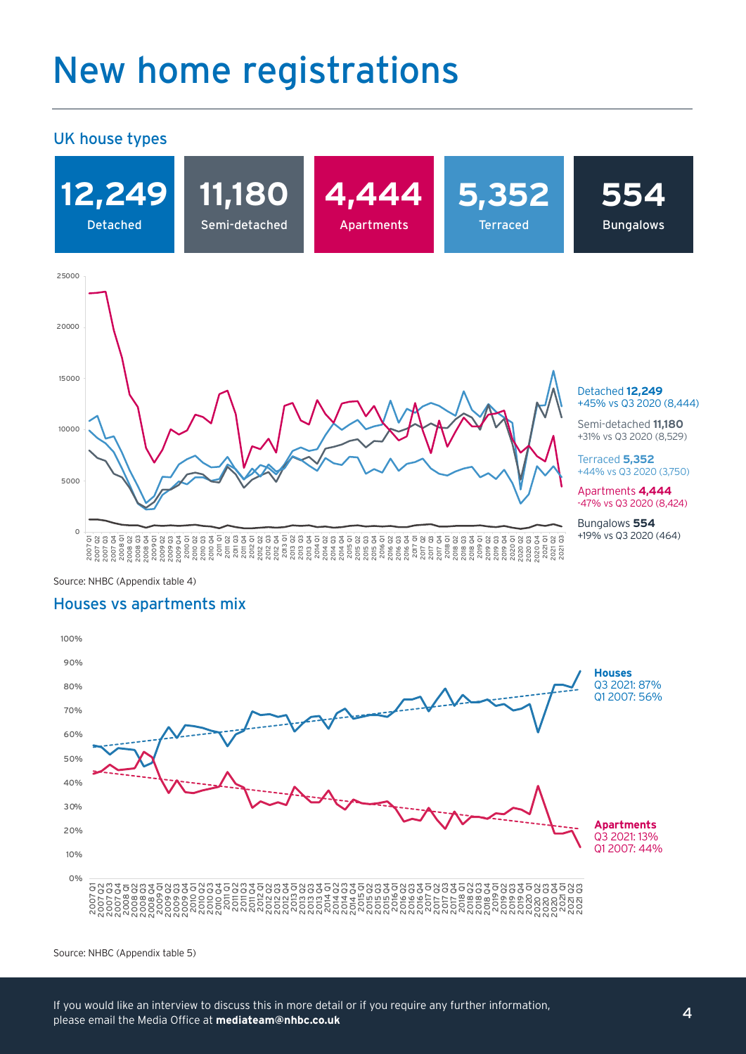# New home registrations

## UK house types

| 12,249 | 11,180 | 4,444 | 5,352 | 554 |
|---|---|---|---|---|
| Detached | Semi-detached | Apartments | Terraced | Bungalows |

Detached **12,249**
+45% vs Q3 2020 (8,444)

Semi-detached **11,180**
+31% vs Q3 2020 (8,529)

Terraced **5,352**
+44% vs Q3 2020 (3,750)

Apartments **4,444**
-47% vs Q3 2020 (8,424)

Bungalows **554**
+19% vs Q3 2020 (464)

Source: NHBC (Appendix table 4)

## Houses vs apartments mix

**Houses**
Q3 2021: 87%
Q1 2007: 56%

**Apartments**
Q3 2021: 13%
Q1 2007: 44%

Source: NHBC (Appendix table 5)

If you would like an interview to discuss this in more detail or if you require any further information, please email the Media Office at **mediateam@nhbc.co.uk**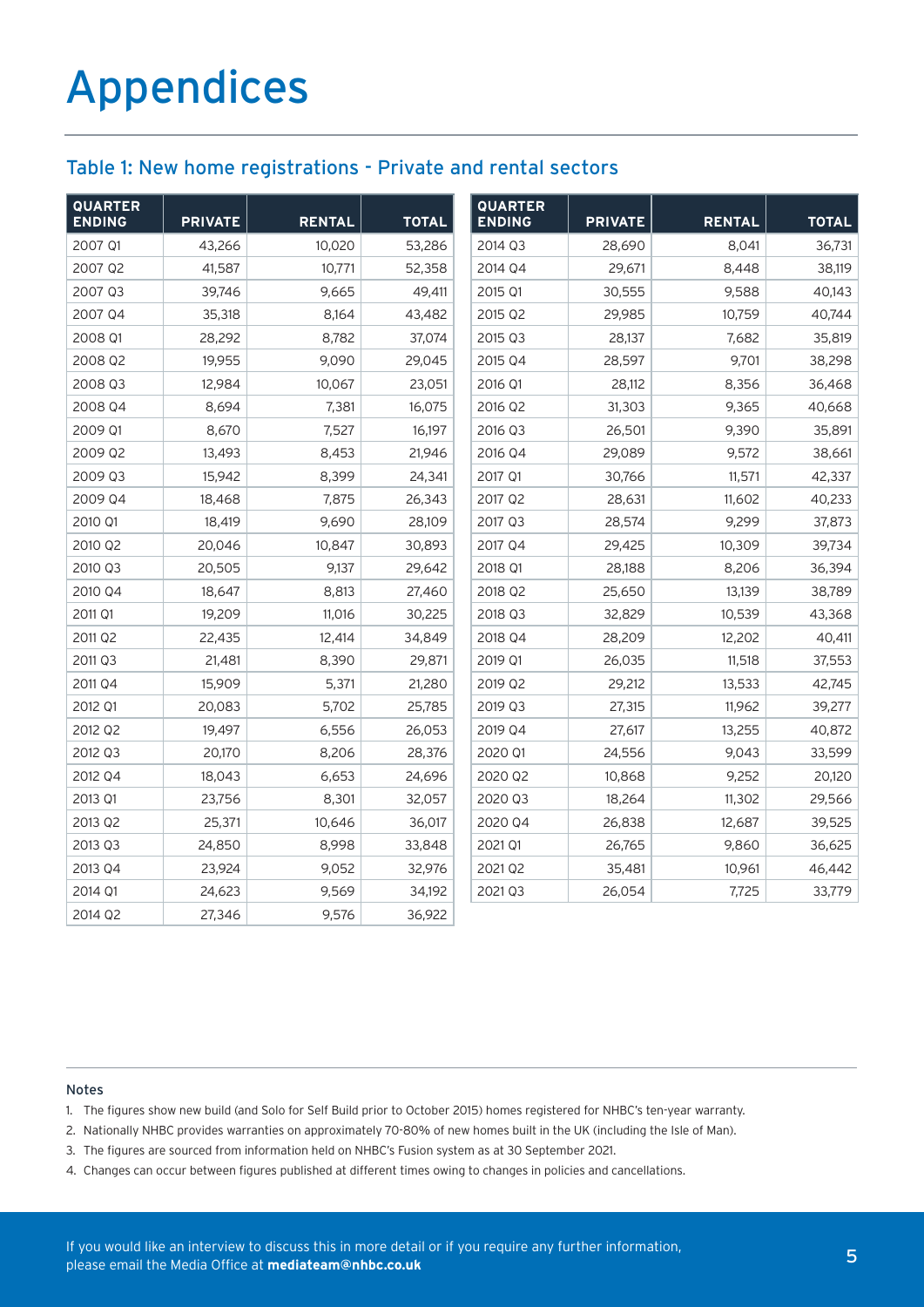# Appendices

## Table 1: New home registrations - Private and rental sectors

| QUARTER ENDING | PRIVATE | RENTAL | TOTAL |
|---|---|---|---|
| 2007 Q1 | 43,266 | 10,020 | 53,286 |
| 2007 Q2 | 41,587 | 10,771 | 52,358 |
| 2007 Q3 | 39,746 | 9,665 | 49,411 |
| 2007 Q4 | 35,318 | 8,164 | 43,482 |
| 2008 Q1 | 28,292 | 8,782 | 37,074 |
| 2008 Q2 | 19,955 | 9,090 | 29,045 |
| 2008 Q3 | 12,984 | 10,067 | 23,051 |
| 2008 Q4 | 8,694 | 7,381 | 16,075 |
| 2009 Q1 | 8,670 | 7,527 | 16,197 |
| 2009 Q2 | 13,493 | 8,453 | 21,946 |
| 2009 Q3 | 15,942 | 8,399 | 24,341 |
| 2009 Q4 | 18,468 | 7,875 | 26,343 |
| 2010 Q1 | 18,419 | 9,690 | 28,109 |
| 2010 Q2 | 20,046 | 10,847 | 30,893 |
| 2010 Q3 | 20,505 | 9,137 | 29,642 |
| 2010 Q4 | 18,647 | 8,813 | 27,460 |
| 2011 Q1 | 19,209 | 11,016 | 30,225 |
| 2011 Q2 | 22,435 | 12,414 | 34,849 |
| 2011 Q3 | 21,481 | 8,390 | 29,871 |
| 2011 Q4 | 15,909 | 5,371 | 21,280 |
| 2012 Q1 | 20,083 | 5,702 | 25,785 |
| 2012 Q2 | 19,497 | 6,556 | 26,053 |
| 2012 Q3 | 20,170 | 8,206 | 28,376 |
| 2012 Q4 | 18,043 | 6,653 | 24,696 |
| 2013 Q1 | 23,756 | 8,301 | 32,057 |
| 2013 Q2 | 25,371 | 10,646 | 36,017 |
| 2013 Q3 | 24,850 | 8,998 | 33,848 |
| 2013 Q4 | 23,924 | 9,052 | 32,976 |
| 2014 Q1 | 24,623 | 9,569 | 34,192 |
| 2014 Q2 | 27,346 | 9,576 | 36,922 |
| 2014 Q3 | 28,690 | 8,041 | 36,731 |
| 2014 Q4 | 29,671 | 8,448 | 38,119 |
| 2015 Q1 | 30,555 | 9,588 | 40,143 |
| 2015 Q2 | 29,985 | 10,759 | 40,744 |
| 2015 Q3 | 28,137 | 7,682 | 35,819 |
| 2015 Q4 | 28,597 | 9,701 | 38,298 |
| 2016 Q1 | 28,112 | 8,356 | 36,468 |
| 2016 Q2 | 31,303 | 9,365 | 40,668 |
| 2016 Q3 | 26,501 | 9,390 | 35,891 |
| 2016 Q4 | 29,089 | 9,572 | 38,661 |
| 2017 Q1 | 30,766 | 11,571 | 42,337 |
| 2017 Q2 | 28,631 | 11,602 | 40,233 |
| 2017 Q3 | 28,574 | 9,299 | 37,873 |
| 2017 Q4 | 29,425 | 10,309 | 39,734 |
| 2018 Q1 | 28,188 | 8,206 | 36,394 |
| 2018 Q2 | 25,650 | 13,139 | 38,789 |
| 2018 Q3 | 32,829 | 10,539 | 43,368 |
| 2018 Q4 | 28,209 | 12,202 | 40,411 |
| 2019 Q1 | 26,035 | 11,518 | 37,553 |
| 2019 Q2 | 29,212 | 13,533 | 42,745 |
| 2019 Q3 | 27,315 | 11,962 | 39,277 |
| 2019 Q4 | 27,617 | 13,255 | 40,872 |
| 2020 Q1 | 24,556 | 9,043 | 33,599 |
| 2020 Q2 | 10,868 | 9,252 | 20,120 |
| 2020 Q3 | 18,264 | 11,302 | 29,566 |
| 2020 Q4 | 26,838 | 12,687 | 39,525 |
| 2021 Q1 | 26,765 | 9,860 | 36,625 |
| 2021 Q2 | 35,481 | 10,961 | 46,442 |
| 2021 Q3 | 26,054 | 7,725 | 33,779 |

Notes

1. The figures show new build (and Solo for Self Build prior to October 2015) homes registered for NHBC's ten-year warranty.
2. Nationally NHBC provides warranties on approximately 70-80% of new homes built in the UK (including the Isle of Man).
3. The figures are sourced from information held on NHBC's Fusion system as at 30 September 2021.
4. Changes can occur between figures published at different times owing to changes in policies and cancellations.

If you would like an interview to discuss this in more detail or if you require any further information, please email the Media Office at **mediateam@nhbc.co.uk**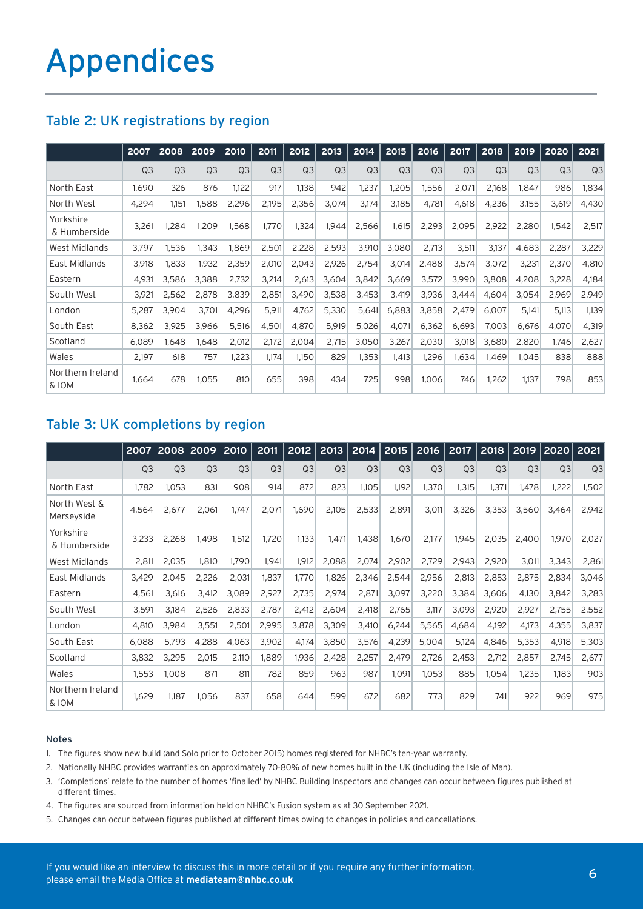# Appendices

## Table 2: UK registrations by region

| | 2007 | 2008 | 2009 | 2010 | 2011 | 2012 | 2013 | 2014 | 2015 | 2016 | 2017 | 2018 | 2019 | 2020 | 2021 |
|---|---|---|---|---|---|---|---|---|---|---|---|---|---|---|---|
| | Q3 | Q3 | Q3 | Q3 | Q3 | Q3 | Q3 | Q3 | Q3 | Q3 | Q3 | Q3 | Q3 | Q3 | Q3 |
| North East | 1,690 | 326 | 876 | 1,122 | 917 | 1,138 | 942 | 1,237 | 1,205 | 1,556 | 2,071 | 2,168 | 1,847 | 986 | 1,834 |
| North West | 4,294 | 1,151 | 1,588 | 2,296 | 2,195 | 2,356 | 3,074 | 3,174 | 3,185 | 4,781 | 4,618 | 4,236 | 3,155 | 3,619 | 4,430 |
| Yorkshire & Humberside | 3,261 | 1,284 | 1,209 | 1,568 | 1,770 | 1,324 | 1,944 | 2,566 | 1,615 | 2,293 | 2,095 | 2,922 | 2,280 | 1,542 | 2,517 |
| West Midlands | 3,797 | 1,536 | 1,343 | 1,869 | 2,501 | 2,228 | 2,593 | 3,910 | 3,080 | 2,713 | 3,511 | 3,137 | 4,683 | 2,287 | 3,229 |
| East Midlands | 3,918 | 1,833 | 1,932 | 2,359 | 2,010 | 2,043 | 2,926 | 2,754 | 3,014 | 2,488 | 3,574 | 3,072 | 3,231 | 2,370 | 4,810 |
| Eastern | 4,931 | 3,586 | 3,388 | 2,732 | 3,214 | 2,613 | 3,604 | 3,842 | 3,669 | 3,572 | 3,990 | 3,808 | 4,208 | 3,228 | 4,184 |
| South West | 3,921 | 2,562 | 2,878 | 3,839 | 2,851 | 3,490 | 3,538 | 3,453 | 3,419 | 3,936 | 3,444 | 4,604 | 3,054 | 2,969 | 2,949 |
| London | 5,287 | 3,904 | 3,701 | 4,296 | 5,911 | 4,762 | 5,330 | 5,641 | 6,883 | 3,858 | 2,479 | 6,007 | 5,141 | 5,113 | 1,139 |
| South East | 8,362 | 3,925 | 3,966 | 5,516 | 4,501 | 4,870 | 5,919 | 5,026 | 4,071 | 6,362 | 6,693 | 7,003 | 6,676 | 4,070 | 4,319 |
| Scotland | 6,089 | 1,648 | 1,648 | 2,012 | 2,172 | 2,004 | 2,715 | 3,050 | 3,267 | 2,030 | 3,018 | 3,680 | 2,820 | 1,746 | 2,627 |
| Wales | 2,197 | 618 | 757 | 1,223 | 1,174 | 1,150 | 829 | 1,353 | 1,413 | 1,296 | 1,634 | 1,469 | 1,045 | 838 | 888 |
| Northern Ireland & IOM | 1,664 | 678 | 1,055 | 810 | 655 | 398 | 434 | 725 | 998 | 1,006 | 746 | 1,262 | 1,137 | 798 | 853 |

## Table 3: UK completions by region

| | 2007 | 2008 | 2009 | 2010 | 2011 | 2012 | 2013 | 2014 | 2015 | 2016 | 2017 | 2018 | 2019 | 2020 | 2021 |
|---|---|---|---|---|---|---|---|---|---|---|---|---|---|---|---|
| | Q3 | Q3 | Q3 | Q3 | Q3 | Q3 | Q3 | Q3 | Q3 | Q3 | Q3 | Q3 | Q3 | Q3 | Q3 |
| North East | 1,782 | 1,053 | 831 | 908 | 914 | 872 | 823 | 1,105 | 1,192 | 1,370 | 1,315 | 1,371 | 1,478 | 1,222 | 1,502 |
| North West & Merseyside | 4,564 | 2,677 | 2,061 | 1,747 | 2,071 | 1,690 | 2,105 | 2,533 | 2,891 | 3,011 | 3,326 | 3,353 | 3,560 | 3,464 | 2,942 |
| Yorkshire & Humberside | 3,233 | 2,268 | 1,498 | 1,512 | 1,720 | 1,133 | 1,471 | 1,438 | 1,670 | 2,177 | 1,945 | 2,035 | 2,400 | 1,970 | 2,027 |
| West Midlands | 2,811 | 2,035 | 1,810 | 1,790 | 1,941 | 1,912 | 2,088 | 2,074 | 2,902 | 2,729 | 2,943 | 2,920 | 3,011 | 3,343 | 2,861 |
| East Midlands | 3,429 | 2,045 | 2,226 | 2,031 | 1,837 | 1,770 | 1,826 | 2,346 | 2,544 | 2,956 | 2,813 | 2,853 | 2,875 | 2,834 | 3,046 |
| Eastern | 4,561 | 3,616 | 3,412 | 3,089 | 2,927 | 2,735 | 2,974 | 2,871 | 3,097 | 3,220 | 3,384 | 3,606 | 4,130 | 3,842 | 3,283 |
| South West | 3,591 | 3,184 | 2,526 | 2,833 | 2,787 | 2,412 | 2,604 | 2,418 | 2,765 | 3,117 | 3,093 | 2,920 | 2,927 | 2,755 | 2,552 |
| London | 4,810 | 3,984 | 3,551 | 2,501 | 2,995 | 3,878 | 3,309 | 3,410 | 6,244 | 5,565 | 4,684 | 4,192 | 4,173 | 4,355 | 3,837 |
| South East | 6,088 | 5,793 | 4,288 | 4,063 | 3,902 | 4,174 | 3,850 | 3,576 | 4,239 | 5,004 | 5,124 | 4,846 | 5,353 | 4,918 | 5,303 |
| Scotland | 3,832 | 3,295 | 2,015 | 2,110 | 1,889 | 1,936 | 2,428 | 2,257 | 2,479 | 2,726 | 2,453 | 2,712 | 2,857 | 2,745 | 2,677 |
| Wales | 1,553 | 1,008 | 871 | 811 | 782 | 859 | 963 | 987 | 1,091 | 1,053 | 885 | 1,054 | 1,235 | 1,183 | 903 |
| Northern Ireland & IOM | 1,629 | 1,187 | 1,056 | 837 | 658 | 644 | 599 | 672 | 682 | 773 | 829 | 741 | 922 | 969 | 975 |

### Notes

1. The figures show new build (and Solo prior to October 2015) homes registered for NHBC's ten-year warranty.
2. Nationally NHBC provides warranties on approximately 70-80% of new homes built in the UK (including the Isle of Man).
3. 'Completions' relate to the number of homes 'finalled' by NHBC Building Inspectors and changes can occur between figures published at different times.
4. The figures are sourced from information held on NHBC's Fusion system as at 30 September 2021.
5. Changes can occur between figures published at different times owing to changes in policies and cancellations.

If you would like an interview to discuss this in more detail or if you require any further information, please email the Media Office at **mediateam@nhbc.co.uk**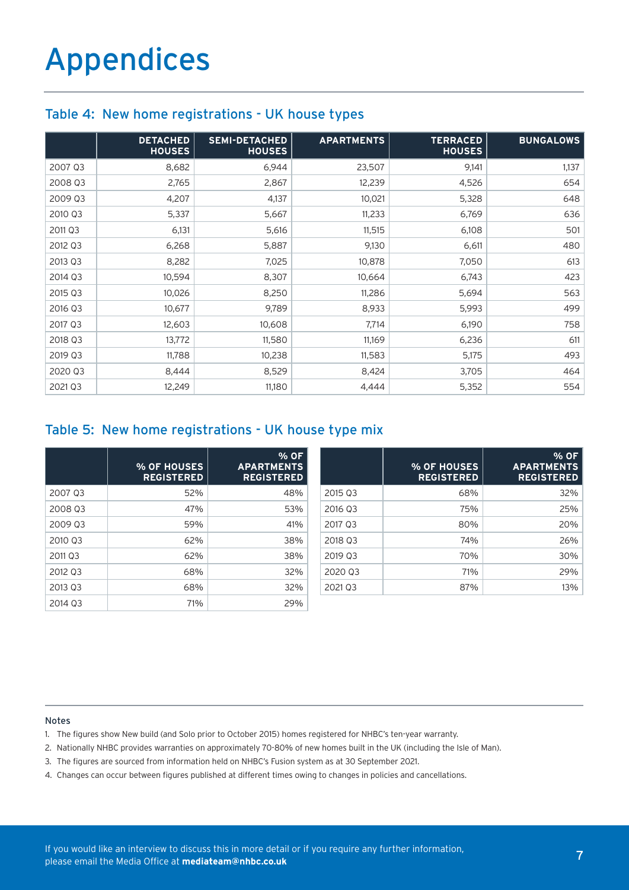# Appendices

## Table 4: New home registrations - UK house types

| | DETACHED HOUSES | SEMI-DETACHED HOUSES | APARTMENTS | TERRACED HOUSES | BUNGALOWS |
|---|---|---|---|---|---|
| 2007 Q3 | 8,682 | 6,944 | 23,507 | 9,141 | 1,137 |
| 2008 Q3 | 2,765 | 2,867 | 12,239 | 4,526 | 654 |
| 2009 Q3 | 4,207 | 4,137 | 10,021 | 5,328 | 648 |
| 2010 Q3 | 5,337 | 5,667 | 11,233 | 6,769 | 636 |
| 2011 Q3 | 6,131 | 5,616 | 11,515 | 6,108 | 501 |
| 2012 Q3 | 6,268 | 5,887 | 9,130 | 6,611 | 480 |
| 2013 Q3 | 8,282 | 7,025 | 10,878 | 7,050 | 613 |
| 2014 Q3 | 10,594 | 8,307 | 10,664 | 6,743 | 423 |
| 2015 Q3 | 10,026 | 8,250 | 11,286 | 5,694 | 563 |
| 2016 Q3 | 10,677 | 9,789 | 8,933 | 5,993 | 499 |
| 2017 Q3 | 12,603 | 10,608 | 7,714 | 6,190 | 758 |
| 2018 Q3 | 13,772 | 11,580 | 11,169 | 6,236 | 611 |
| 2019 Q3 | 11,788 | 10,238 | 11,583 | 5,175 | 493 |
| 2020 Q3 | 8,444 | 8,529 | 8,424 | 3,705 | 464 |
| 2021 Q3 | 12,249 | 11,180 | 4,444 | 5,352 | 554 |

## Table 5: New home registrations - UK house type mix

| | % OF HOUSES REGISTERED | % OF APARTMENTS REGISTERED |
|---|---|---|
| 2007 Q3 | 52% | 48% |
| 2008 Q3 | 47% | 53% |
| 2009 Q3 | 59% | 41% |
| 2010 Q3 | 62% | 38% |
| 2011 Q3 | 62% | 38% |
| 2012 Q3 | 68% | 32% |
| 2013 Q3 | 68% | 32% |
| 2014 Q3 | 71% | 29% |
| 2015 Q3 | 68% | 32% |
| 2016 Q3 | 75% | 25% |
| 2017 Q3 | 80% | 20% |
| 2018 Q3 | 74% | 26% |
| 2019 Q3 | 70% | 30% |
| 2020 Q3 | 71% | 29% |
| 2021 Q3 | 87% | 13% |

**Notes**

1. The figures show New build (and Solo prior to October 2015) homes registered for NHBC's ten-year warranty.
2. Nationally NHBC provides warranties on approximately 70-80% of new homes built in the UK (including the Isle of Man).
3. The figures are sourced from information held on NHBC's Fusion system as at 30 September 2021.
4. Changes can occur between figures published at different times owing to changes in policies and cancellations.

If you would like an interview to discuss this in more detail or if you require any further information, please email the Media Office at **mediateam@nhbc.co.uk**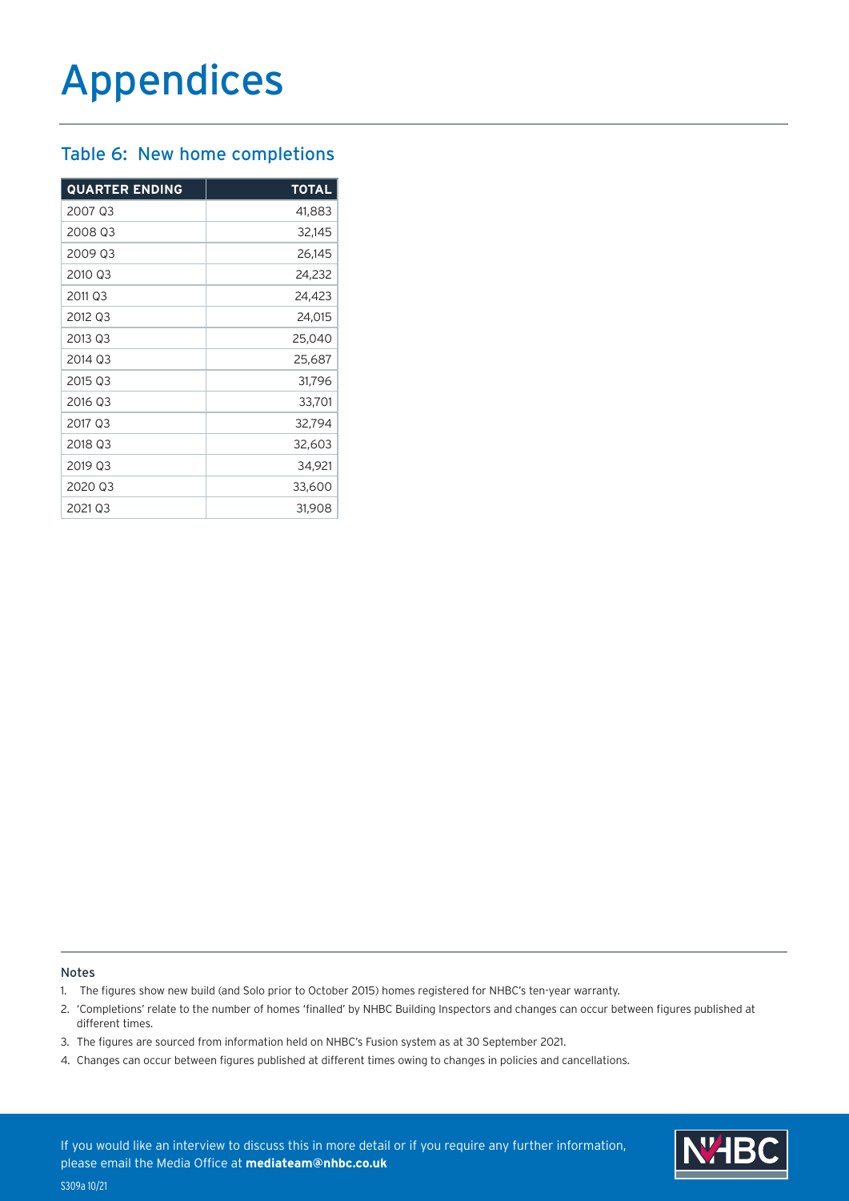# Appendices

## Table 6: New home completions

| QUARTER ENDING | TOTAL |
|---|---|
| 2007 Q3 | 41,883 |
| 2008 Q3 | 32,145 |
| 2009 Q3 | 26,145 |
| 2010 Q3 | 24,232 |
| 2011 Q3 | 24,423 |
| 2012 Q3 | 24,015 |
| 2013 Q3 | 25,040 |
| 2014 Q3 | 25,687 |
| 2015 Q3 | 31,796 |
| 2016 Q3 | 33,701 |
| 2017 Q3 | 32,794 |
| 2018 Q3 | 32,603 |
| 2019 Q3 | 34,921 |
| 2020 Q3 | 33,600 |
| 2021 Q3 | 31,908 |

### Notes

1. The figures show new build (and Solo prior to October 2015) homes registered for NHBC's ten-year warranty.
2. 'Completions' relate to the number of homes 'finalled' by NHBC Building Inspectors and changes can occur between figures published at different times.
3. The figures are sourced from information held on NHBC's Fusion system as at 30 September 2021.
4. Changes can occur between figures published at different times owing to changes in policies and cancellations.

If you would like an interview to discuss this in more detail or if you require any further information, please email the Media Office at **mediateam@nhbc.co.uk**

S309a 10/21